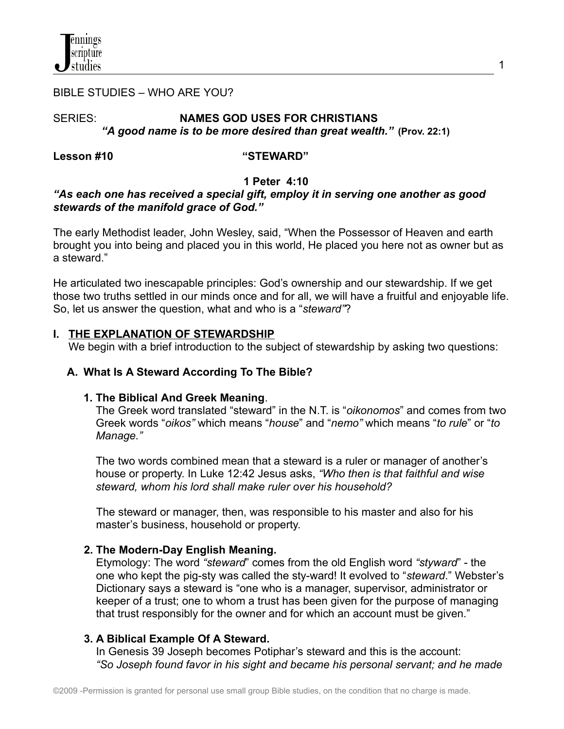BIBLE STUDIES – WHO ARE YOU?

SERIES: **NAMES GOD USES FOR CHRISTIANS**

***"A good name is to be more desired than great wealth."*** **(Prov. 22:1)**

## Lesson #10 "STEWARD"

**1 Peter 4:10**

***"As each one has received a special gift, employ it in serving one another as good stewards of the manifold grace of God."***

The early Methodist leader, John Wesley, said, "When the Possessor of Heaven and earth brought you into being and placed you in this world, He placed you here not as owner but as a steward."

He articulated two inescapable principles: God's ownership and our stewardship. If we get those two truths settled in our minds once and for all, we will have a fruitful and enjoyable life. So, let us answer the question, what and who is a "*steward"*?

### I. THE EXPLANATION OF STEWARDSHIP

We begin with a brief introduction to the subject of stewardship by asking two questions:

#### A. What Is A Steward According To The Bible?

**1. The Biblical And Greek Meaning**.

The Greek word translated "steward" in the N.T. is "*oikonomos*" and comes from two Greek words "*oikos"* which means "*house*" and "*nemo"* which means "*to rule*" or "*to Manage."*

The two words combined mean that a steward is a ruler or manager of another's house or property. In Luke 12:42 Jesus asks, *"Who then is that faithful and wise steward, whom his lord shall make ruler over his household?*

The steward or manager, then, was responsible to his master and also for his master's business, household or property.

**2. The Modern-Day English Meaning.**

Etymology: The word *"steward*" comes from the old English word *"styward*" - the one who kept the pig-sty was called the sty-ward! It evolved to "*steward*." Webster's Dictionary says a steward is "one who is a manager, supervisor, administrator or keeper of a trust; one to whom a trust has been given for the purpose of managing that trust responsibly for the owner and for which an account must be given."

**3. A Biblical Example Of A Steward.**

In Genesis 39 Joseph becomes Potiphar's steward and this is the account: *"So Joseph found favor in his sight and became his personal servant; and he made*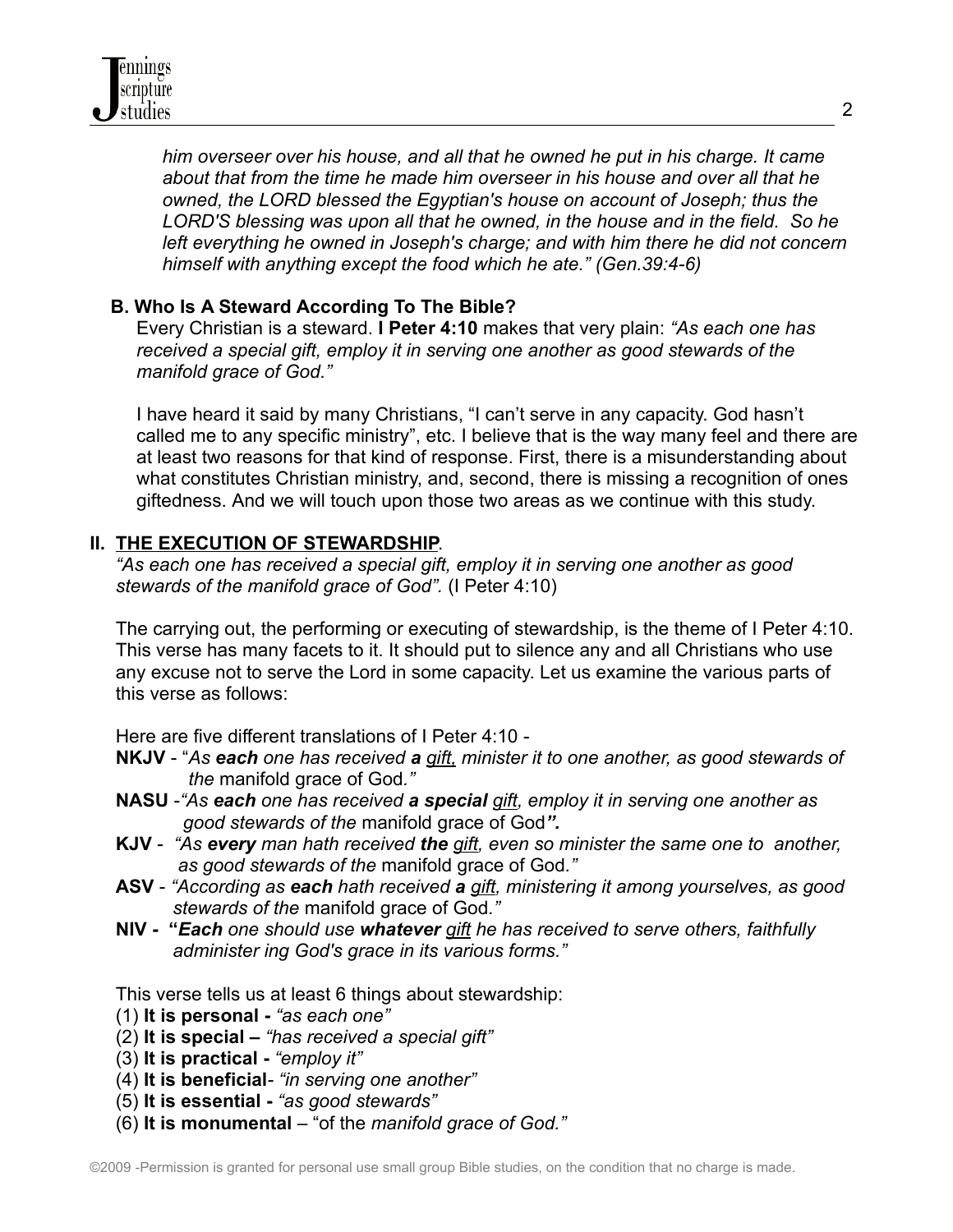*him overseer over his house, and all that he owned he put in his charge. It came about that from the time he made him overseer in his house and over all that he owned, the LORD blessed the Egyptian's house on account of Joseph; thus the LORD'S blessing was upon all that he owned, in the house and in the field. So he left everything he owned in Joseph's charge; and with him there he did not concern himself with anything except the food which he ate." (Gen.39:4-6)*

### B. Who Is A Steward According To The Bible?

Every Christian is a steward. **I Peter 4:10** makes that very plain: *"As each one has received a special gift, employ it in serving one another as good stewards of the manifold grace of God."*

I have heard it said by many Christians, "I can't serve in any capacity. God hasn't called me to any specific ministry", etc. I believe that is the way many feel and there are at least two reasons for that kind of response. First, there is a misunderstanding about what constitutes Christian ministry, and, second, there is missing a recognition of ones giftedness. And we will touch upon those two areas as we continue with this study.

## II. <u>THE EXECUTION OF STEWARDSHIP</u>.

*"As each one has received a special gift, employ it in serving one another as good stewards of the manifold grace of God".* (I Peter 4:10)

The carrying out, the performing or executing of stewardship, is the theme of I Peter 4:10. This verse has many facets to it. It should put to silence any and all Christians who use any excuse not to serve the Lord in some capacity. Let us examine the various parts of this verse as follows:

Here are five different translations of I Peter 4:10 -

**NKJV** - "*As **each** one has received **a** <u>gift</u>, minister it to one another, as good stewards of the* manifold grace of God*."*
**NASU** -*"As **each** one has received **a special** <u>gift</u>, employ it in serving one another as good stewards of the* manifold grace of God***".***
**KJV** - *"As **every** man hath received **the** <u>gift</u>, even so minister the same one to another, as good stewards of the* manifold grace of God*."*
**ASV** - *"According as **each** hath received **a** <u>gift</u>, ministering it among yourselves, as good stewards of the* manifold grace of God*."*
**NIV - "*Each*** *one should use **whatever** <u>gift</u> he has received to serve others, faithfully administer ing God's grace in its various forms."*

This verse tells us at least 6 things about stewardship:

(1) **It is personal -** *"as each one"*
(2) **It is special –** *"has received a special gift"*
(3) **It is practical -** *"employ it"*
(4) **It is beneficial**- *"in serving one another"*
(5) **It is essential -** *"as good stewards"*
(6) **It is monumental** – "of the *manifold grace of God."*

©2009 -Permission is granted for personal use small group Bible studies, on the condition that no charge is made.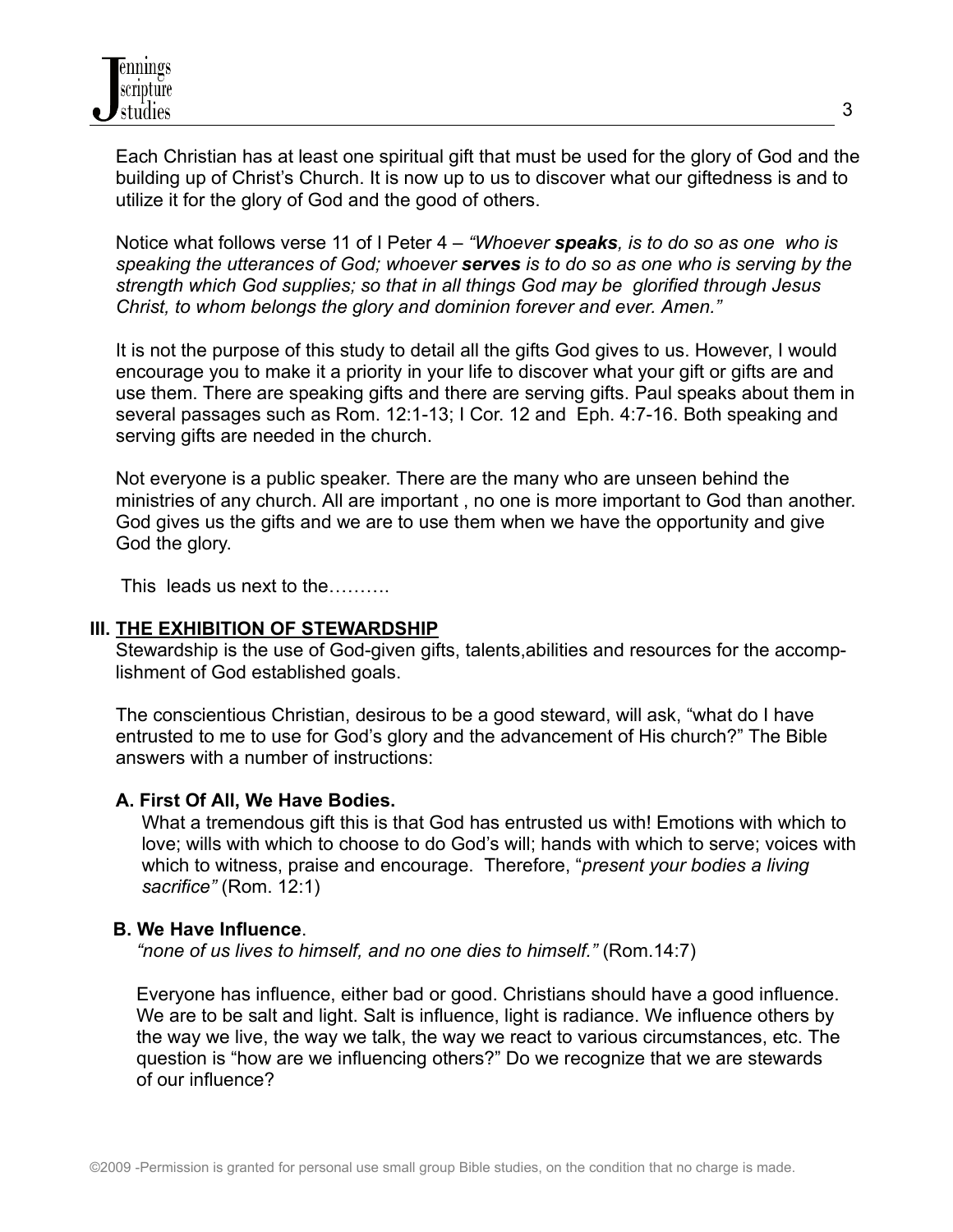Each Christian has at least one spiritual gift that must be used for the glory of God and the building up of Christ's Church. It is now up to us to discover what our giftedness is and to utilize it for the glory of God and the good of others.

Notice what follows verse 11 of I Peter 4 – *"Whoever **speaks**, is to do so as one who is speaking the utterances of God; whoever **serves** is to do so as one who is serving by the strength which God supplies; so that in all things God may be glorified through Jesus Christ, to whom belongs the glory and dominion forever and ever. Amen."*

It is not the purpose of this study to detail all the gifts God gives to us. However, I would encourage you to make it a priority in your life to discover what your gift or gifts are and use them. There are speaking gifts and there are serving gifts. Paul speaks about them in several passages such as Rom. 12:1-13; I Cor. 12 and Eph. 4:7-16. Both speaking and serving gifts are needed in the church.

Not everyone is a public speaker. There are the many who are unseen behind the ministries of any church. All are important , no one is more important to God than another. God gives us the gifts and we are to use them when we have the opportunity and give God the glory.

This leads us next to the……….

## III. THE EXHIBITION OF STEWARDSHIP

Stewardship is the use of God-given gifts, talents,abilities and resources for the accomplishment of God established goals.

The conscientious Christian, desirous to be a good steward, will ask, "what do I have entrusted to me to use for God's glory and the advancement of His church?" The Bible answers with a number of instructions:

### A. First Of All, We Have Bodies.

What a tremendous gift this is that God has entrusted us with! Emotions with which to love; wills with which to choose to do God's will; hands with which to serve; voices with which to witness, praise and encourage. Therefore, "*present your bodies a living sacrifice"* (Rom. 12:1)

### B. We Have Influence.

*"none of us lives to himself, and no one dies to himself."* (Rom.14:7)

Everyone has influence, either bad or good. Christians should have a good influence. We are to be salt and light. Salt is influence, light is radiance. We influence others by the way we live, the way we talk, the way we react to various circumstances, etc. The question is "how are we influencing others?" Do we recognize that we are stewards of our influence?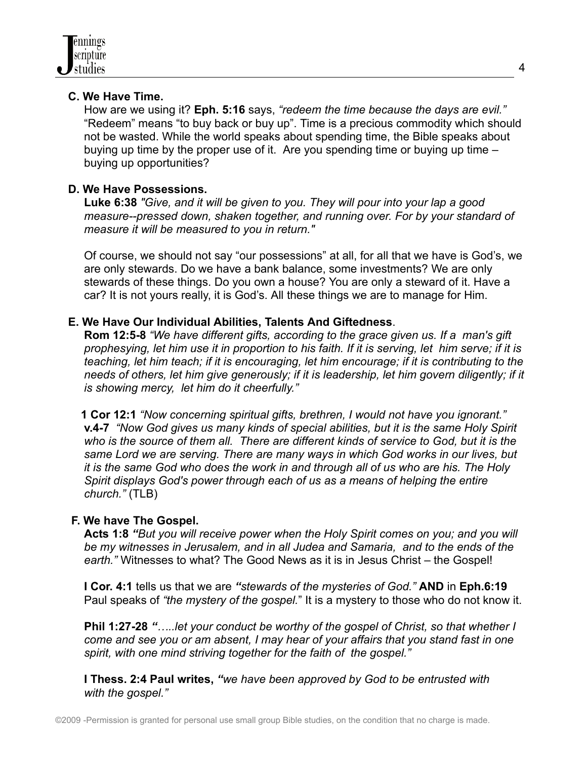**C. We Have Time.**

How are we using it? **Eph. 5:16** says, *"redeem the time because the days are evil."* "Redeem" means "to buy back or buy up". Time is a precious commodity which should not be wasted. While the world speaks about spending time, the Bible speaks about buying up time by the proper use of it. Are you spending time or buying up time – buying up opportunities?

**D. We Have Possessions.**

**Luke 6:38** *"Give, and it will be given to you. They will pour into your lap a good measure--pressed down, shaken together, and running over. For by your standard of measure it will be measured to you in return."*

Of course, we should not say "our possessions" at all, for all that we have is God's, we are only stewards. Do we have a bank balance, some investments? We are only stewards of these things. Do you own a house? You are only a steward of it. Have a car? It is not yours really, it is God's. All these things we are to manage for Him.

**E. We Have Our Individual Abilities, Talents And Giftedness**.

**Rom 12:5-8** *"We have different gifts, according to the grace given us. If a man's gift prophesying, let him use it in proportion to his faith. If it is serving, let him serve; if it is teaching, let him teach; if it is encouraging, let him encourage; if it is contributing to the needs of others, let him give generously; if it is leadership, let him govern diligently; if it is showing mercy, let him do it cheerfully."*

**1 Cor 12:1** *"Now concerning spiritual gifts, brethren, I would not have you ignorant."* **v.4-7** *"Now God gives us many kinds of special abilities, but it is the same Holy Spirit who is the source of them all. There are different kinds of service to God, but it is the same Lord we are serving. There are many ways in which God works in our lives, but it is the same God who does the work in and through all of us who are his. The Holy Spirit displays God's power through each of us as a means of helping the entire church."* (TLB)

**F. We have The Gospel.**

**Acts 1:8** *"But you will receive power when the Holy Spirit comes on you; and you will be my witnesses in Jerusalem, and in all Judea and Samaria, and to the ends of the earth."* Witnesses to what? The Good News as it is in Jesus Christ – the Gospel!

**I Cor. 4:1** tells us that we are *"stewards of the mysteries of God."* **AND** in **Eph.6:19** Paul speaks of *"the mystery of the gospel.*" It is a mystery to those who do not know it.

**Phil 1:27-28** *"…..let your conduct be worthy of the gospel of Christ, so that whether I come and see you or am absent, I may hear of your affairs that you stand fast in one spirit, with one mind striving together for the faith of the gospel."*

**I Thess. 2:4 Paul writes,** *"we have been approved by God to be entrusted with with the gospel."*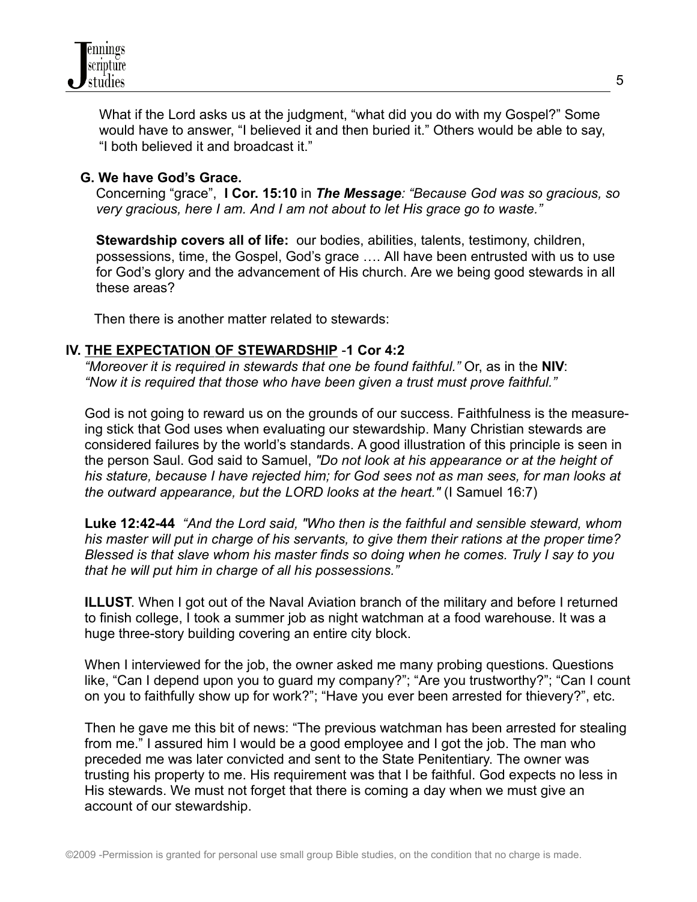What if the Lord asks us at the judgment, "what did you do with my Gospel?" Some would have to answer, "I believed it and then buried it." Others would be able to say, "I both believed it and broadcast it."

**G. We have God's Grace.**

Concerning "grace", **I Cor. 15:10** in ***The Message****: "Because God was so gracious, so very gracious, here I am. And I am not about to let His grace go to waste."*

**Stewardship covers all of life:** our bodies, abilities, talents, testimony, children, possessions, time, the Gospel, God's grace …. All have been entrusted with us to use for God's glory and the advancement of His church. Are we being good stewards in all these areas?

Then there is another matter related to stewards:

## IV. THE EXPECTATION OF STEWARDSHIP -1 Cor 4:2

*"Moreover it is required in stewards that one be found faithful."* Or, as in the **NIV**: *"Now it is required that those who have been given a trust must prove faithful."*

God is not going to reward us on the grounds of our success. Faithfulness is the measure-ing stick that God uses when evaluating our stewardship. Many Christian stewards are considered failures by the world's standards. A good illustration of this principle is seen in the person Saul. God said to Samuel, *"Do not look at his appearance or at the height of his stature, because I have rejected him; for God sees not as man sees, for man looks at the outward appearance, but the LORD looks at the heart."* (I Samuel 16:7)

**Luke 12:42-44** *"And the Lord said, "Who then is the faithful and sensible steward, whom his master will put in charge of his servants, to give them their rations at the proper time? Blessed is that slave whom his master finds so doing when he comes. Truly I say to you that he will put him in charge of all his possessions."*

**ILLUST**. When I got out of the Naval Aviation branch of the military and before I returned to finish college, I took a summer job as night watchman at a food warehouse. It was a huge three-story building covering an entire city block.

When I interviewed for the job, the owner asked me many probing questions. Questions like, "Can I depend upon you to guard my company?"; "Are you trustworthy?"; "Can I count on you to faithfully show up for work?"; "Have you ever been arrested for thievery?", etc.

Then he gave me this bit of news: "The previous watchman has been arrested for stealing from me." I assured him I would be a good employee and I got the job. The man who preceded me was later convicted and sent to the State Penitentiary. The owner was trusting his property to me. His requirement was that I be faithful. God expects no less in His stewards. We must not forget that there is coming a day when we must give an account of our stewardship.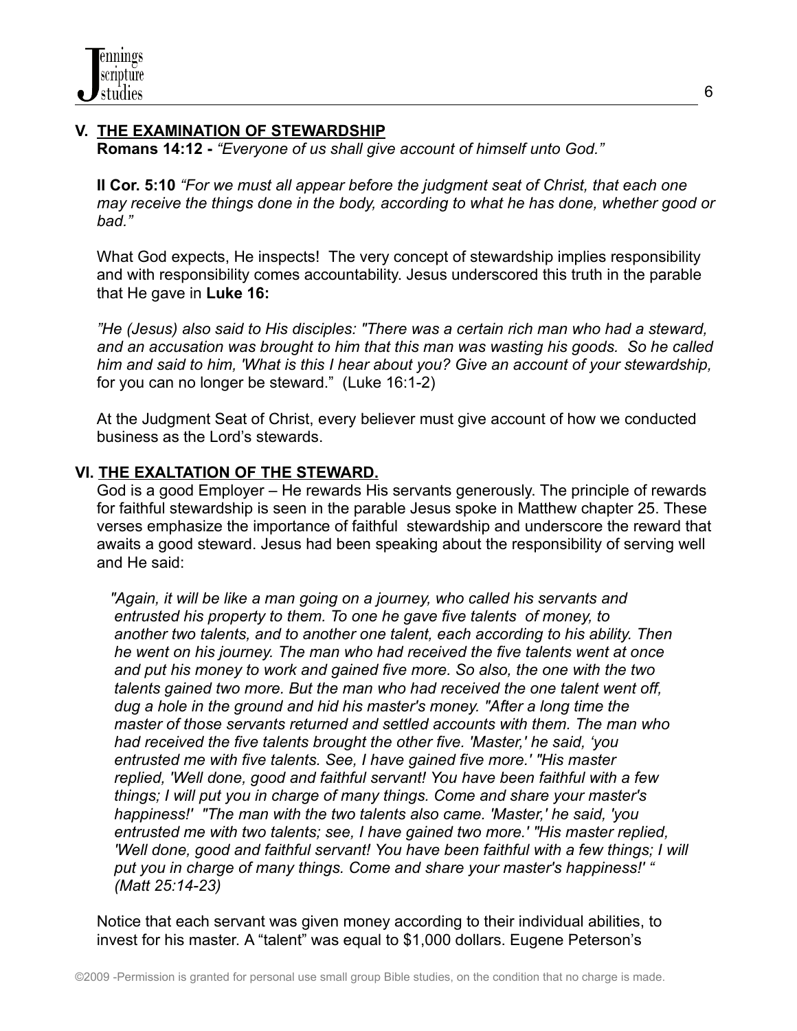## V. THE EXAMINATION OF STEWARDSHIP

**Romans 14:12 -** *"Everyone of us shall give account of himself unto God."*

**II Cor. 5:10** *"For we must all appear before the judgment seat of Christ, that each one may receive the things done in the body, according to what he has done, whether good or bad."*

What God expects, He inspects! The very concept of stewardship implies responsibility and with responsibility comes accountability. Jesus underscored this truth in the parable that He gave in **Luke 16:**

*"He (Jesus) also said to His disciples: "There was a certain rich man who had a steward, and an accusation was brought to him that this man was wasting his goods. So he called him and said to him, 'What is this I hear about you? Give an account of your stewardship,* for you can no longer be steward." (Luke 16:1-2)

At the Judgment Seat of Christ, every believer must give account of how we conducted business as the Lord's stewards.

## VI. THE EXALTATION OF THE STEWARD.

God is a good Employer – He rewards His servants generously. The principle of rewards for faithful stewardship is seen in the parable Jesus spoke in Matthew chapter 25. These verses emphasize the importance of faithful stewardship and underscore the reward that awaits a good steward. Jesus had been speaking about the responsibility of serving well and He said:

> *"Again, it will be like a man going on a journey, who called his servants and entrusted his property to them. To one he gave five talents of money, to another two talents, and to another one talent, each according to his ability. Then he went on his journey. The man who had received the five talents went at once and put his money to work and gained five more. So also, the one with the two talents gained two more. But the man who had received the one talent went off, dug a hole in the ground and hid his master's money. "After a long time the master of those servants returned and settled accounts with them. The man who had received the five talents brought the other five. 'Master,' he said, 'you entrusted me with five talents. See, I have gained five more.' "His master replied, 'Well done, good and faithful servant! You have been faithful with a few things; I will put you in charge of many things. Come and share your master's happiness!' "The man with the two talents also came. 'Master,' he said, 'you entrusted me with two talents; see, I have gained two more.' "His master replied, 'Well done, good and faithful servant! You have been faithful with a few things; I will put you in charge of many things. Come and share your master's happiness!' " (Matt 25:14-23)*

Notice that each servant was given money according to their individual abilities, to invest for his master. A "talent" was equal to $1,000 dollars. Eugene Peterson's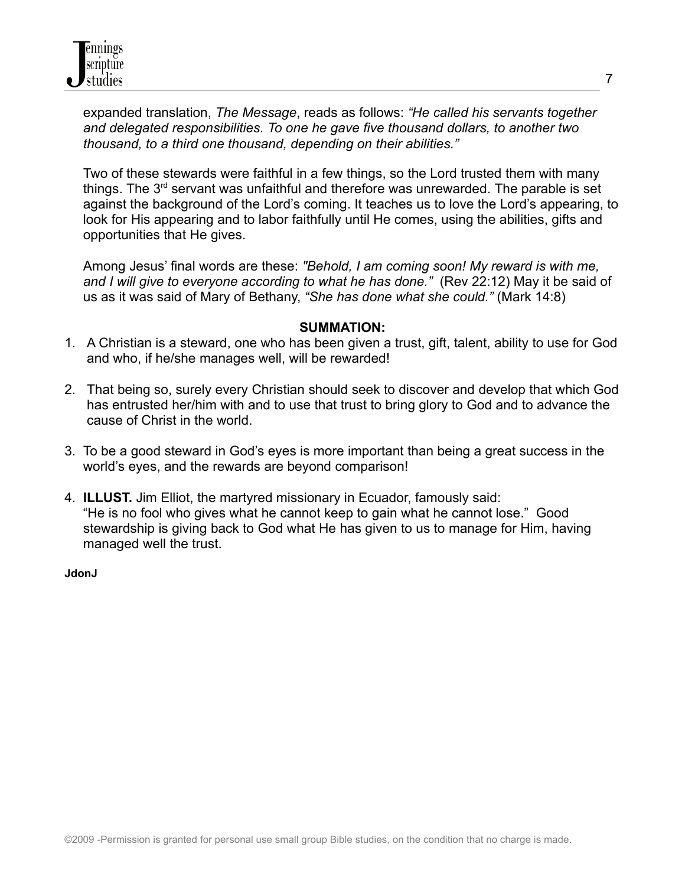expanded translation, *The Message*, reads as follows: *"He called his servants together and delegated responsibilities. To one he gave five thousand dollars, to another two thousand, to a third one thousand, depending on their abilities."*

Two of these stewards were faithful in a few things, so the Lord trusted them with many things. The 3rd servant was unfaithful and therefore was unrewarded. The parable is set against the background of the Lord's coming. It teaches us to love the Lord's appearing, to look for His appearing and to labor faithfully until He comes, using the abilities, gifts and opportunities that He gives.

Among Jesus' final words are these: *"Behold, I am coming soon! My reward is with me, and I will give to everyone according to what he has done."* (Rev 22:12) May it be said of us as it was said of Mary of Bethany, *"She has done what she could."* (Mark 14:8)

**SUMMATION:**

1. A Christian is a steward, one who has been given a trust, gift, talent, ability to use for God and who, if he/she manages well, will be rewarded!

2. That being so, surely every Christian should seek to discover and develop that which God has entrusted her/him with and to use that trust to bring glory to God and to advance the cause of Christ in the world.

3. To be a good steward in God's eyes is more important than being a great success in the world's eyes, and the rewards are beyond comparison!

4. **ILLUST.** Jim Elliot, the martyred missionary in Ecuador, famously said: "He is no fool who gives what he cannot keep to gain what he cannot lose." Good stewardship is giving back to God what He has given to us to manage for Him, having managed well the trust.

**JdonJ**

©2009 -Permission is granted for personal use small group Bible studies, on the condition that no charge is made.